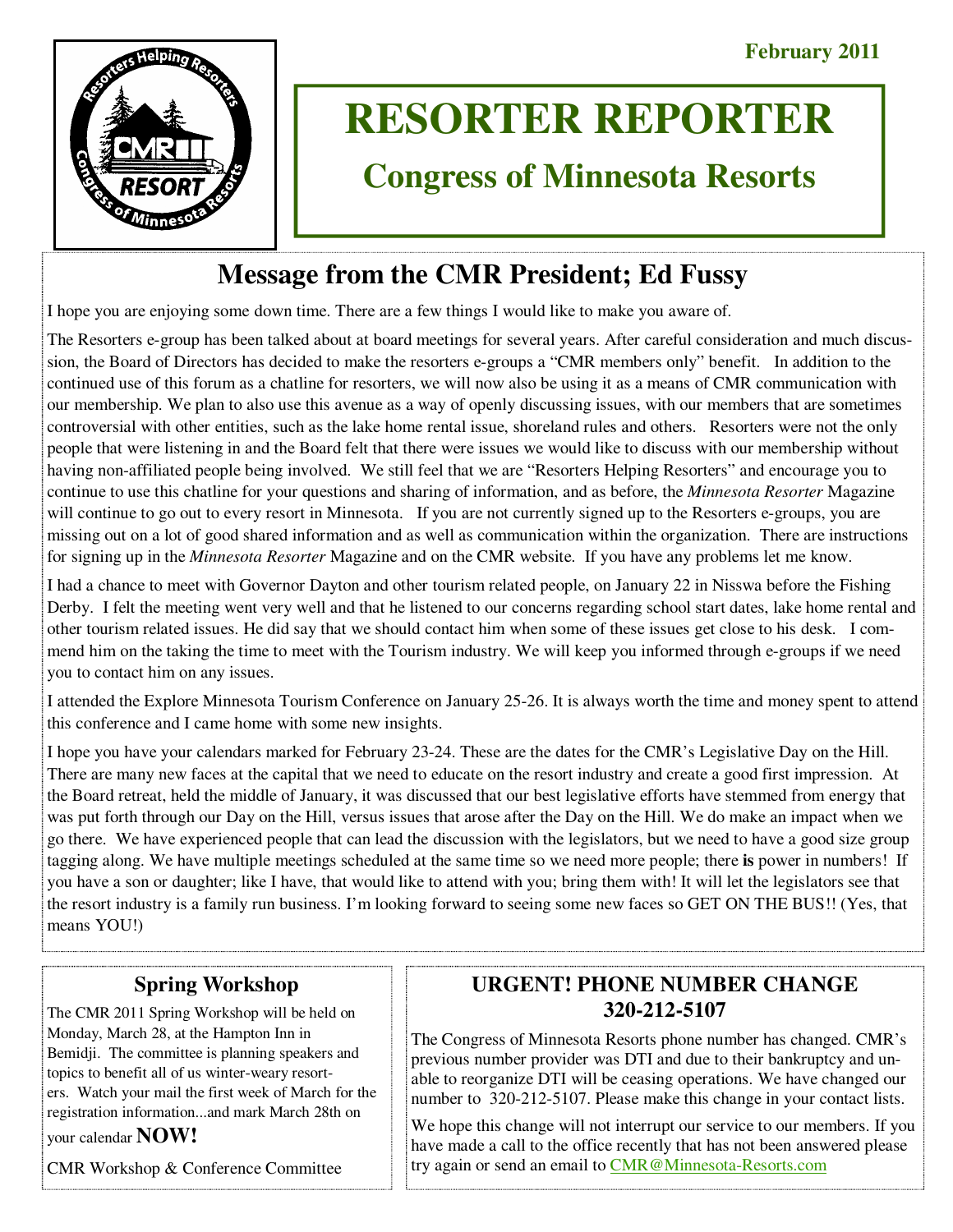February 2011

# RESORTER REPORTER

## Congress of Minnesota Resorts

## Message from the CMR President; Ed Fussy

I hope you are enjoying some down time. There are a few things I would like to make you aware of.

The Resorters e-group has been talked about at board meetings for several years. After careful consideration and much discussion, the Board of Directors has decided to make the resorters e-groups a "CMR members only" benefit. In addition to the continued use of this forum as a chatline for resorters, we will now also be using it as a means of CMR communication with our membership. We plan to also use this avenue as a way of openly discussing issues, with our members that are sometimes controversial with other entities, such as the lake home rental issue, shoreland rules and others. Resorters were not the only people that were listening in and the Board felt that there were issues we would like to discuss with our membership without having non-affiliated people being involved. We still feel that we are "Resorters Helping Resorters" and encourage you to continue to use this chatline for your questions and sharing of information, and as before, the *Minnesota Resorter* Magazine will continue to go out to every resort in Minnesota. If you are not currently signed up to the Resorters e-groups, you are missing out on a lot of good shared information and as well as communication within the organization. There are instructions for signing up in the *Minnesota Resorter* Magazine and on the CMR website. If you have any problems let me know.

I had a chance to meet with Governor Dayton and other tourism related people, on January 22 in Nisswa before the Fishing Derby. I felt the meeting went very well and that he listened to our concerns regarding school start dates, lake home rental and other tourism related issues. He did say that we should contact him when some of these issues get close to his desk. I commend him on the taking the time to meet with the Tourism industry. We will keep you informed through e-groups if we need you to contact him on any issues.

I attended the Explore Minnesota Tourism Conference on January 25-26. It is always worth the time and money spent to attend this conference and I came home with some new insights.

I hope you have your calendars marked for February 23-24. These are the dates for the CMR's Legislative Day on the Hill. There are many new faces at the capital that we need to educate on the resort industry and create a good first impression. At the Board retreat, held the middle of January, it was discussed that our best legislative efforts have stemmed from energy that was put forth through our Day on the Hill, versus issues that arose after the Day on the Hill. We do make an impact when we go there. We have experienced people that can lead the discussion with the legislators, but we need to have a good size group tagging along. We have multiple meetings scheduled at the same time so we need more people; there **is** power in numbers! If you have a son or daughter; like I have, that would like to attend with you; bring them with! It will let the legislators see that the resort industry is a family run business. I'm looking forward to seeing some new faces so GET ON THE BUS!! (Yes, that means YOU!)

### Spring Workshop

The CMR 2011 Spring Workshop will be held on Monday, March 28, at the Hampton Inn in Bemidji. The committee is planning speakers and topics to benefit all of us winter-weary resorters. Watch your mail the first week of March for the registration information...and mark March 28th on your calendar **NOW!**

CMR Workshop & Conference Committee

### URGENT! PHONE NUMBER CHANGE 320-212-5107

The Congress of Minnesota Resorts phone number has changed. CMR's previous number provider was DTI and due to their bankruptcy and unable to reorganize DTI will be ceasing operations. We have changed our number to 320-212-5107. Please make this change in your contact lists.

We hope this change will not interrupt our service to our members. If you have made a call to the office recently that has not been answered please try again or send an email to CMR@Minnesota-Resorts.com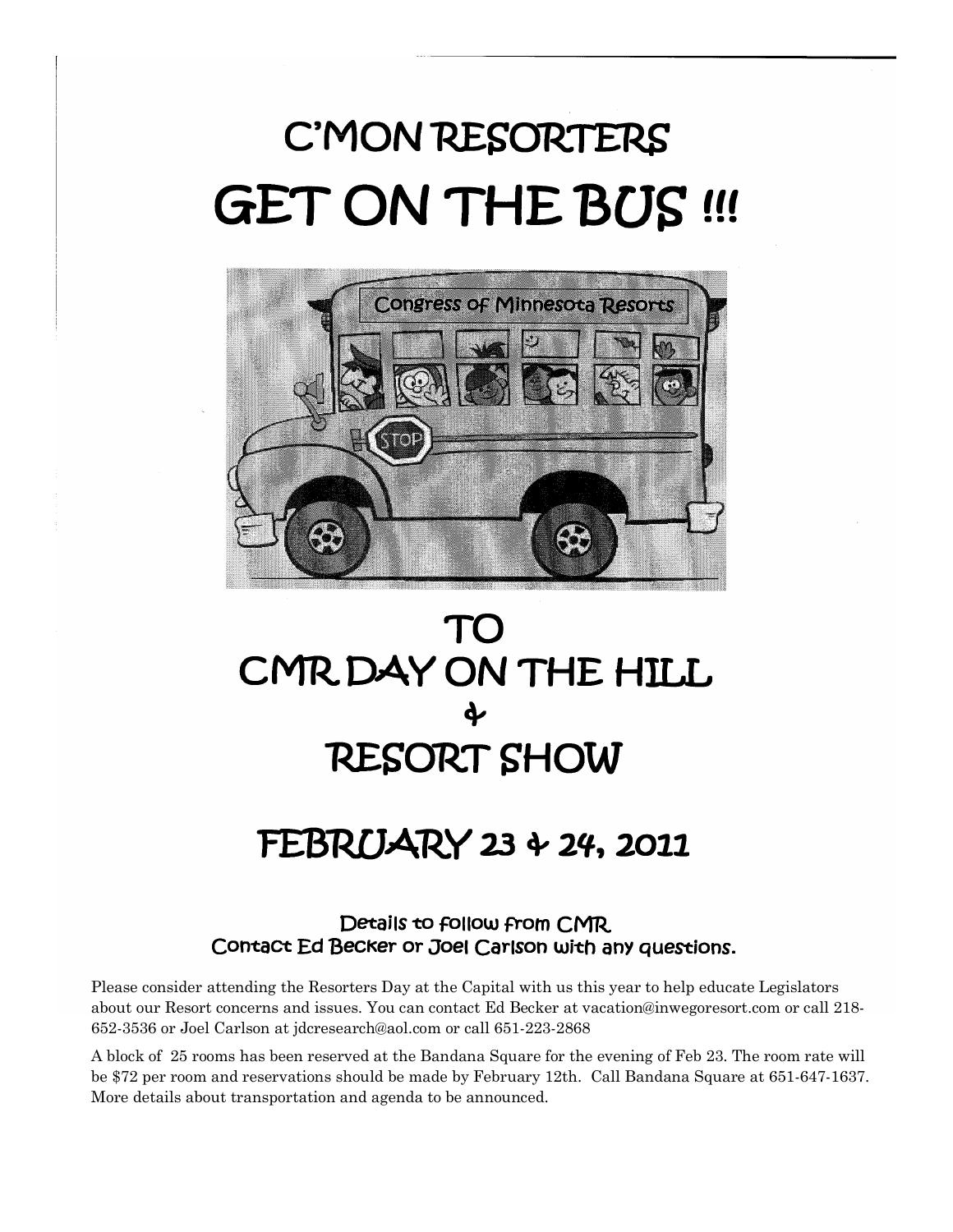# C'MON RESORTERS

# GET ON THE BUS !!!

# TO
# CMR DAY ON THE HILL
# &
# RESORT SHOW

## FEBRUARY 23 & 24, 2011

**Details to follow from CMR**
**Contact Ed Becker or Joel Carlson with any questions.**

Please consider attending the Resorters Day at the Capital with us this year to help educate Legislators about our Resort concerns and issues. You can contact Ed Becker at vacation@inwegoresort.com or call 218-652-3536 or Joel Carlson at jdcresearch@aol.com or call 651-223-2868

A block of 25 rooms has been reserved at the Bandana Square for the evening of Feb 23. The room rate will be $72 per room and reservations should be made by February 12th. Call Bandana Square at 651-647-1637. More details about transportation and agenda to be announced.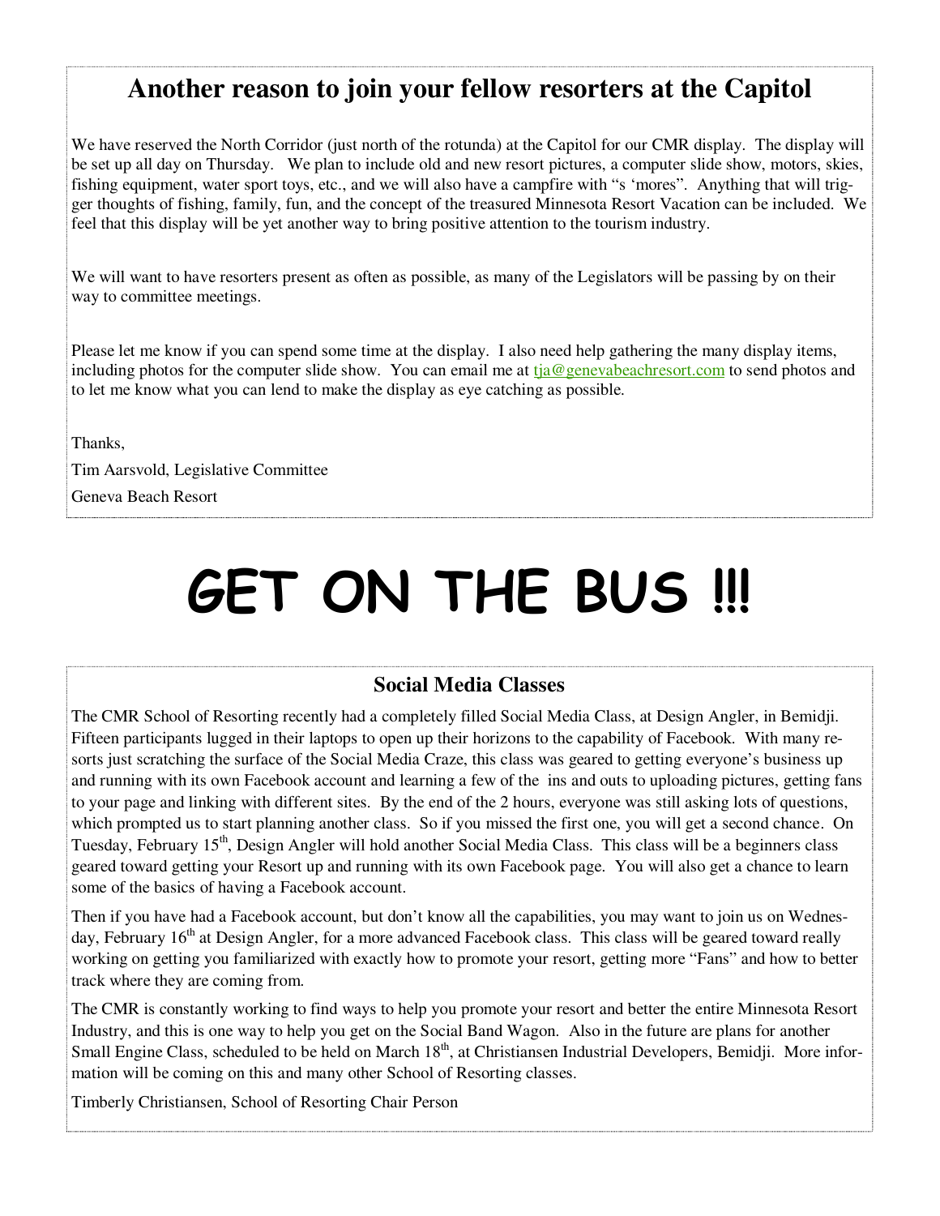## Another reason to join your fellow resorters at the Capitol

We have reserved the North Corridor (just north of the rotunda) at the Capitol for our CMR display. The display will be set up all day on Thursday. We plan to include old and new resort pictures, a computer slide show, motors, skies, fishing equipment, water sport toys, etc., and we will also have a campfire with "s 'mores". Anything that will trigger thoughts of fishing, family, fun, and the concept of the treasured Minnesota Resort Vacation can be included. We feel that this display will be yet another way to bring positive attention to the tourism industry.

We will want to have resorters present as often as possible, as many of the Legislators will be passing by on their way to committee meetings.

Please let me know if you can spend some time at the display. I also need help gathering the many display items, including photos for the computer slide show. You can email me at tja@genevabeachresort.com to send photos and to let me know what you can lend to make the display as eye catching as possible.

Thanks,

Tim Aarsvold, Legislative Committee

Geneva Beach Resort

# GET ON THE BUS !!!

## Social Media Classes

The CMR School of Resorting recently had a completely filled Social Media Class, at Design Angler, in Bemidji. Fifteen participants lugged in their laptops to open up their horizons to the capability of Facebook. With many resorts just scratching the surface of the Social Media Craze, this class was geared to getting everyone's business up and running with its own Facebook account and learning a few of the ins and outs to uploading pictures, getting fans to your page and linking with different sites. By the end of the 2 hours, everyone was still asking lots of questions, which prompted us to start planning another class. So if you missed the first one, you will get a second chance. On Tuesday, February 15th, Design Angler will hold another Social Media Class. This class will be a beginners class geared toward getting your Resort up and running with its own Facebook page. You will also get a chance to learn some of the basics of having a Facebook account.

Then if you have had a Facebook account, but don't know all the capabilities, you may want to join us on Wednesday, February 16th at Design Angler, for a more advanced Facebook class. This class will be geared toward really working on getting you familiarized with exactly how to promote your resort, getting more "Fans" and how to better track where they are coming from.

The CMR is constantly working to find ways to help you promote your resort and better the entire Minnesota Resort Industry, and this is one way to help you get on the Social Band Wagon. Also in the future are plans for another Small Engine Class, scheduled to be held on March 18th, at Christiansen Industrial Developers, Bemidji. More information will be coming on this and many other School of Resorting classes.

Timberly Christiansen, School of Resorting Chair Person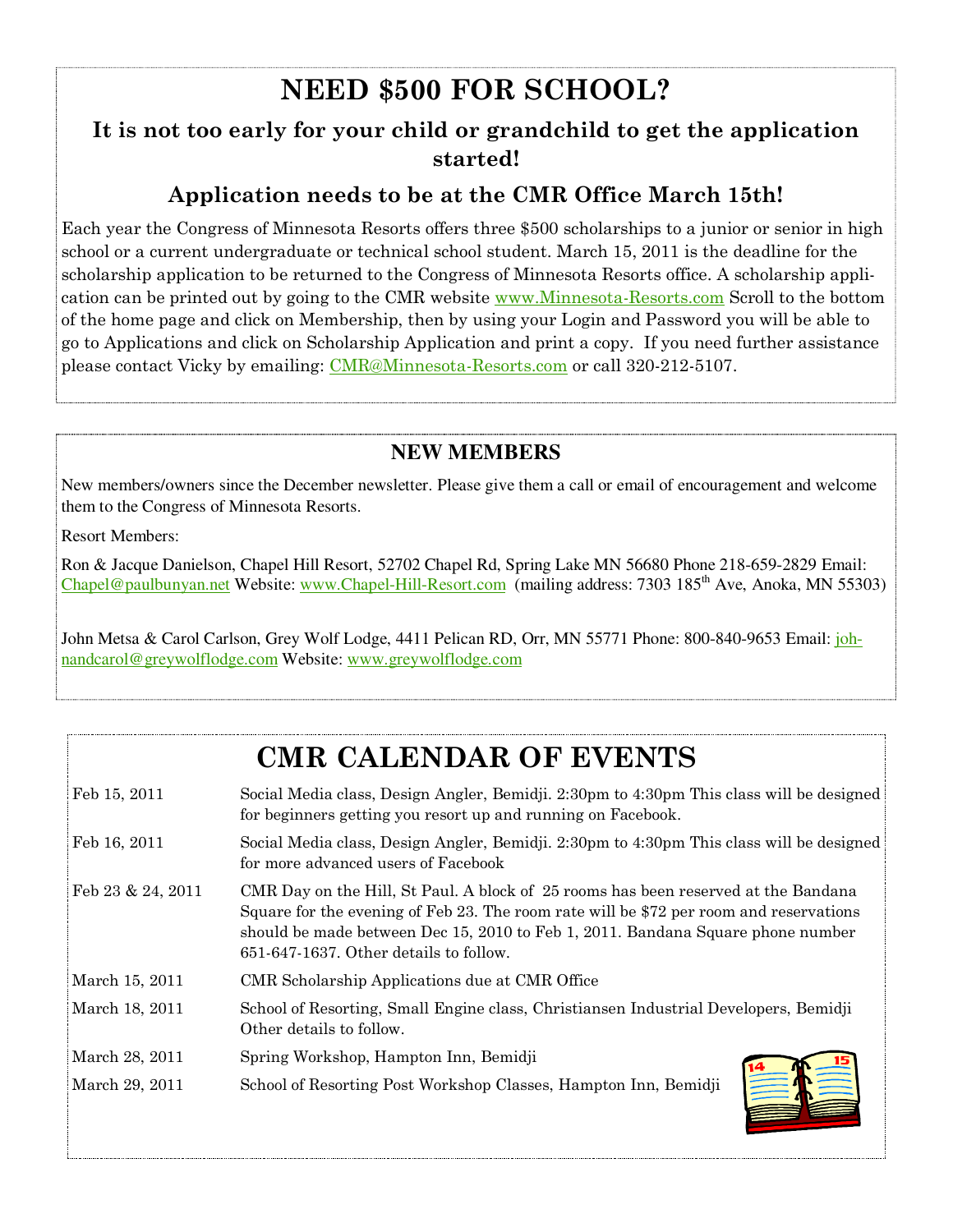# NEED $500 FOR SCHOOL?

### It is not too early for your child or grandchild to get the application started!

### Application needs to be at the CMR Office March 15th!

Each year the Congress of Minnesota Resorts offers three $500 scholarships to a junior or senior in high school or a current undergraduate or technical school student. March 15, 2011 is the deadline for the scholarship application to be returned to the Congress of Minnesota Resorts office. A scholarship application can be printed out by going to the CMR website www.Minnesota-Resorts.com Scroll to the bottom of the home page and click on Membership, then by using your Login and Password you will be able to go to Applications and click on Scholarship Application and print a copy. If you need further assistance please contact Vicky by emailing: CMR@Minnesota-Resorts.com or call 320-212-5107.

## NEW MEMBERS

New members/owners since the December newsletter. Please give them a call or email of encouragement and welcome them to the Congress of Minnesota Resorts.

Resort Members:

Ron & Jacque Danielson, Chapel Hill Resort, 52702 Chapel Rd, Spring Lake MN 56680 Phone 218-659-2829 Email: Chapel@paulbunyan.net Website: www.Chapel-Hill-Resort.com (mailing address: 7303 185th Ave, Anoka, MN 55303)

John Metsa & Carol Carlson, Grey Wolf Lodge, 4411 Pelican RD, Orr, MN 55771 Phone: 800-840-9653 Email: johnandcarol@greywolflodge.com Website: www.greywolflodge.com

# CMR CALENDAR OF EVENTS

| | |
|---|---|
| Feb 15, 2011 | Social Media class, Design Angler, Bemidji. 2:30pm to 4:30pm This class will be designed for beginners getting you resort up and running on Facebook. |
| Feb 16, 2011 | Social Media class, Design Angler, Bemidji. 2:30pm to 4:30pm This class will be designed for more advanced users of Facebook |
| Feb 23 & 24, 2011 | CMR Day on the Hill, St Paul. A block of 25 rooms has been reserved at the Bandana Square for the evening of Feb 23. The room rate will be $72 per room and reservations should be made between Dec 15, 2010 to Feb 1, 2011. Bandana Square phone number 651-647-1637. Other details to follow. |
| March 15, 2011 | CMR Scholarship Applications due at CMR Office |
| March 18, 2011 | School of Resorting, Small Engine class, Christiansen Industrial Developers, Bemidji Other details to follow. |
| March 28, 2011 | Spring Workshop, Hampton Inn, Bemidji |
| March 29, 2011 | School of Resorting Post Workshop Classes, Hampton Inn, Bemidji |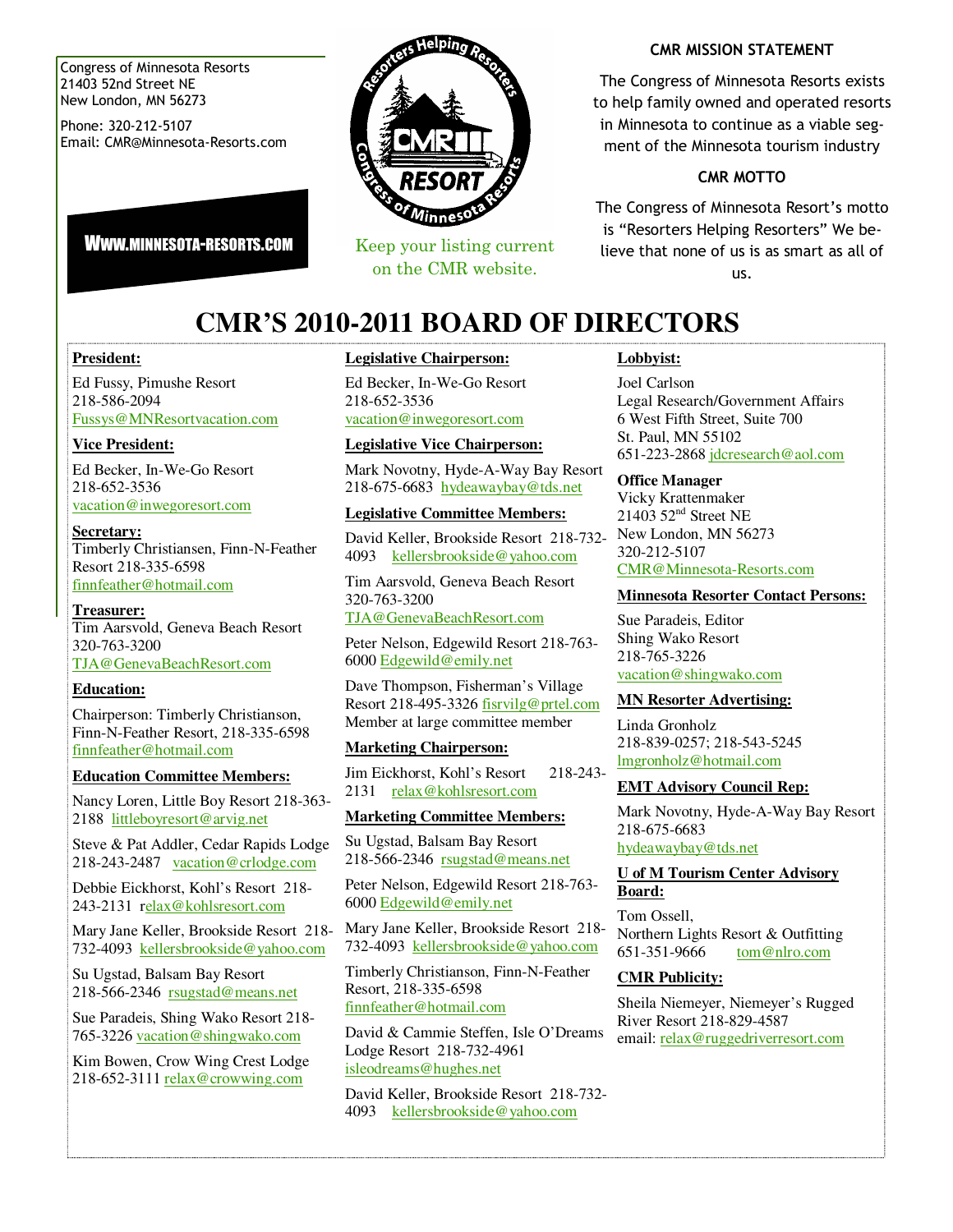Congress of Minnesota Resorts
21403 52nd Street NE
New London, MN 56273

Phone: 320-212-5107
Email: CMR@Minnesota-Resorts.com

**WWW.MINNESOTA-RESORTS.COM**

Keep your listing current on the CMR website.

## CMR MISSION STATEMENT

The Congress of Minnesota Resorts exists to help family owned and operated resorts in Minnesota to continue as a viable segment of the Minnesota tourism industry

## CMR MOTTO

The Congress of Minnesota Resort's motto is "Resorters Helping Resorters" We believe that none of us is as smart as all of us.

# CMR'S 2010-2011 BOARD OF DIRECTORS

**President:**

Ed Fussy, Pimushe Resort
218-586-2094
Fussys@MNResortvacation.com

**Vice President:**

Ed Becker, In-We-Go Resort
218-652-3536
vacation@inwegoresort.com

**Secretary:**
Timberly Christiansen, Finn-N-Feather Resort 218-335-6598
finnfeather@hotmail.com

**Treasurer:**
Tim Aarsvold, Geneva Beach Resort
320-763-3200
TJA@GenevaBeachResort.com

**Education:**

Chairperson: Timberly Christianson, Finn-N-Feather Resort, 218-335-6598
finnfeather@hotmail.com

**Education Committee Members:**

Nancy Loren, Little Boy Resort 218-363-2188 littleboyresort@arvig.net

Steve & Pat Addler, Cedar Rapids Lodge 218-243-2487 vacation@crlodge.com

Debbie Eickhorst, Kohl's Resort 218-243-2131 relax@kohlsresort.com

Mary Jane Keller, Brookside Resort 218-732-4093 kellersbrookside@yahoo.com

Su Ugstad, Balsam Bay Resort
218-566-2346 rsugstad@means.net

Sue Paradeis, Shing Wako Resort 218-765-3226 vacation@shingwako.com

Kim Bowen, Crow Wing Crest Lodge
218-652-3111 relax@crowwing.com

**Legislative Chairperson:**

Ed Becker, In-We-Go Resort
218-652-3536
vacation@inwegoresort.com

**Legislative Vice Chairperson:**

Mark Novotny, Hyde-A-Way Bay Resort
218-675-6683 hydeawaybay@tds.net

**Legislative Committee Members:**

David Keller, Brookside Resort 218-732-4093 kellersbrookside@yahoo.com

Tim Aarsvold, Geneva Beach Resort
320-763-3200
TJA@GenevaBeachResort.com

Peter Nelson, Edgewild Resort 218-763-6000 Edgewild@emily.net

Dave Thompson, Fisherman's Village Resort 218-495-3326 fisrvilg@prtel.com
Member at large committee member

**Marketing Chairperson:**

Jim Eickhorst, Kohl's Resort 218-243-2131 relax@kohlsresort.com

**Marketing Committee Members:**

Su Ugstad, Balsam Bay Resort
218-566-2346 rsugstad@means.net

Peter Nelson, Edgewild Resort 218-763-6000 Edgewild@emily.net

Mary Jane Keller, Brookside Resort 218-732-4093 kellersbrookside@yahoo.com

Timberly Christianson, Finn-N-Feather Resort, 218-335-6598
finnfeather@hotmail.com

David & Cammie Steffen, Isle O'Dreams Lodge Resort 218-732-4961
isleodreams@hughes.net

David Keller, Brookside Resort 218-732-4093 kellersbrookside@yahoo.com

**Lobbyist:**

Joel Carlson
Legal Research/Government Affairs
6 West Fifth Street, Suite 700
St. Paul, MN 55102
651-223-2868 jdcresearch@aol.com

**Office Manager**
Vicky Krattenmaker
21403 52nd Street NE
New London, MN 56273
320-212-5107
CMR@Minnesota-Resorts.com

**Minnesota Resorter Contact Persons:**

Sue Paradeis, Editor
Shing Wako Resort
218-765-3226
vacation@shingwako.com

**MN Resorter Advertising:**

Linda Gronholz
218-839-0257; 218-543-5245
lmgronholz@hotmail.com

**EMT Advisory Council Rep:**

Mark Novotny, Hyde-A-Way Bay Resort
218-675-6683
hydeawaybay@tds.net

**U of M Tourism Center Advisory Board:**

Tom Ossell,
Northern Lights Resort & Outfitting
651-351-9666 tom@nlro.com

**CMR Publicity:**

Sheila Niemeyer, Niemeyer's Rugged River Resort 218-829-4587
email: relax@ruggedriverresort.com